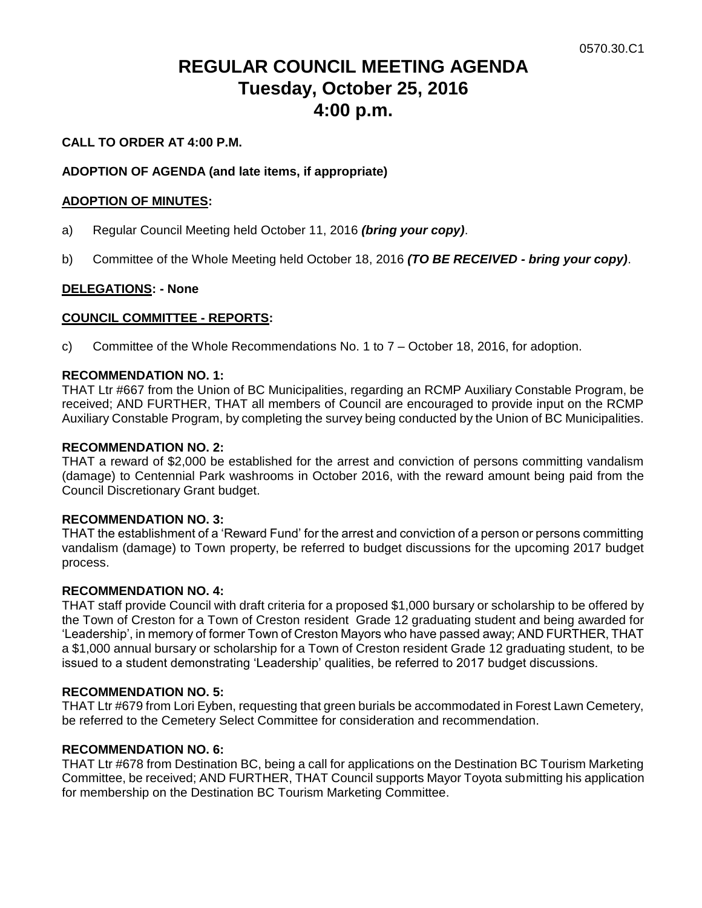0570.30.C1

# REGULAR COUNCIL MEETING AGENDA
# Tuesday, October 25, 2016
# 4:00 p.m.

**CALL TO ORDER AT 4:00 P.M.**

**ADOPTION OF AGENDA (and late items, if appropriate)**

**ADOPTION OF MINUTES:**

a) Regular Council Meeting held October 11, 2016 ***(bring your copy)***.

b) Committee of the Whole Meeting held October 18, 2016 ***(TO BE RECEIVED - bring your copy)***.

**DELEGATIONS: - None**

**COUNCIL COMMITTEE - REPORTS:**

c) Committee of the Whole Recommendations No. 1 to 7 – October 18, 2016, for adoption.

**RECOMMENDATION NO. 1:**
THAT Ltr #667 from the Union of BC Municipalities, regarding an RCMP Auxiliary Constable Program, be received; AND FURTHER, THAT all members of Council are encouraged to provide input on the RCMP Auxiliary Constable Program, by completing the survey being conducted by the Union of BC Municipalities.

**RECOMMENDATION NO. 2:**
THAT a reward of $2,000 be established for the arrest and conviction of persons committing vandalism (damage) to Centennial Park washrooms in October 2016, with the reward amount being paid from the Council Discretionary Grant budget.

**RECOMMENDATION NO. 3:**
THAT the establishment of a 'Reward Fund' for the arrest and conviction of a person or persons committing vandalism (damage) to Town property, be referred to budget discussions for the upcoming 2017 budget process.

**RECOMMENDATION NO. 4:**
THAT staff provide Council with draft criteria for a proposed $1,000 bursary or scholarship to be offered by the Town of Creston for a Town of Creston resident Grade 12 graduating student and being awarded for 'Leadership', in memory of former Town of Creston Mayors who have passed away; AND FURTHER, THAT a $1,000 annual bursary or scholarship for a Town of Creston resident Grade 12 graduating student, to be issued to a student demonstrating 'Leadership' qualities, be referred to 2017 budget discussions.

**RECOMMENDATION NO. 5:**
THAT Ltr #679 from Lori Eyben, requesting that green burials be accommodated in Forest Lawn Cemetery, be referred to the Cemetery Select Committee for consideration and recommendation.

**RECOMMENDATION NO. 6:**
THAT Ltr #678 from Destination BC, being a call for applications on the Destination BC Tourism Marketing Committee, be received; AND FURTHER, THAT Council supports Mayor Toyota submitting his application for membership on the Destination BC Tourism Marketing Committee.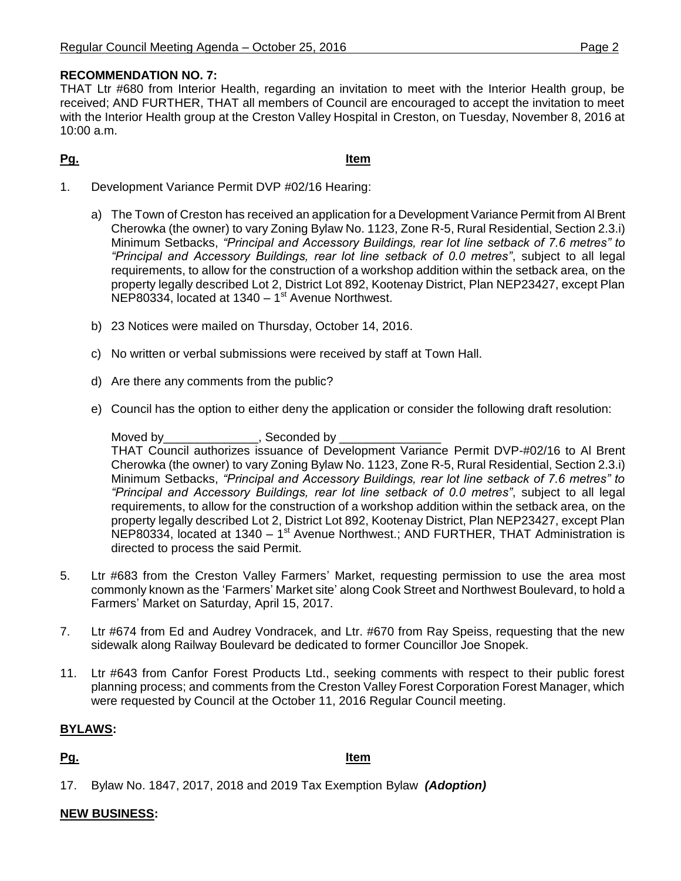**RECOMMENDATION NO. 7:**

THAT Ltr #680 from Interior Health, regarding an invitation to meet with the Interior Health group, be received; AND FURTHER, THAT all members of Council are encouraged to accept the invitation to meet with the Interior Health group at the Creston Valley Hospital in Creston, on Tuesday, November 8, 2016 at 10:00 a.m.

| **Pg.** | **Item** |
|---|---|

1. Development Variance Permit DVP #02/16 Hearing:

   a) The Town of Creston has received an application for a Development Variance Permit from Al Brent Cherowka (the owner) to vary Zoning Bylaw No. 1123, Zone R-5, Rural Residential, Section 2.3.i) Minimum Setbacks, *"Principal and Accessory Buildings, rear lot line setback of 7.6 metres" to "Principal and Accessory Buildings, rear lot line setback of 0.0 metres"*, subject to all legal requirements, to allow for the construction of a workshop addition within the setback area, on the property legally described Lot 2, District Lot 892, Kootenay District, Plan NEP23427, except Plan NEP80334, located at 1340 – 1st Avenue Northwest.

   b) 23 Notices were mailed on Thursday, October 14, 2016.

   c) No written or verbal submissions were received by staff at Town Hall.

   d) Are there any comments from the public?

   e) Council has the option to either deny the application or consider the following draft resolution:

   Moved by______________, Seconded by _______________

   THAT Council authorizes issuance of Development Variance Permit DVP-#02/16 to Al Brent Cherowka (the owner) to vary Zoning Bylaw No. 1123, Zone R-5, Rural Residential, Section 2.3.i) Minimum Setbacks, *"Principal and Accessory Buildings, rear lot line setback of 7.6 metres" to "Principal and Accessory Buildings, rear lot line setback of 0.0 metres"*, subject to all legal requirements, to allow for the construction of a workshop addition within the setback area, on the property legally described Lot 2, District Lot 892, Kootenay District, Plan NEP23427, except Plan NEP80334, located at 1340 – 1st Avenue Northwest.; AND FURTHER, THAT Administration is directed to process the said Permit.

5. Ltr #683 from the Creston Valley Farmers' Market, requesting permission to use the area most commonly known as the 'Farmers' Market site' along Cook Street and Northwest Boulevard, to hold a Farmers' Market on Saturday, April 15, 2017.

7. Ltr #674 from Ed and Audrey Vondracek, and Ltr. #670 from Ray Speiss, requesting that the new sidewalk along Railway Boulevard be dedicated to former Councillor Joe Snopek.

11. Ltr #643 from Canfor Forest Products Ltd., seeking comments with respect to their public forest planning process; and comments from the Creston Valley Forest Corporation Forest Manager, which were requested by Council at the October 11, 2016 Regular Council meeting.

**BYLAWS:**

| **Pg.** | **Item** |
|---|---|

17. Bylaw No. 1847, 2017, 2018 and 2019 Tax Exemption Bylaw ***(Adoption)***

**NEW BUSINESS:**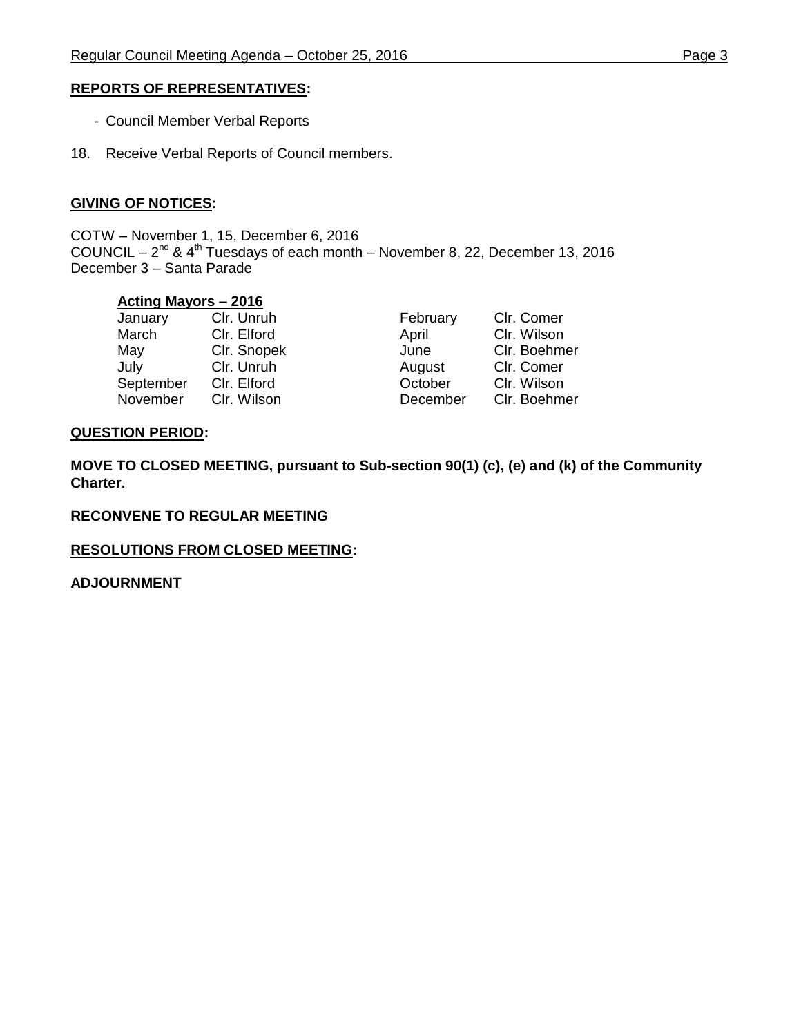**REPORTS OF REPRESENTATIVES:**

- Council Member Verbal Reports

18. Receive Verbal Reports of Council members.

**GIVING OF NOTICES:**

COTW – November 1, 15, December 6, 2016
COUNCIL – 2nd & 4th Tuesdays of each month – November 8, 22, December 13, 2016
December 3 – Santa Parade

**Acting Mayors – 2016**

| | | | |
|---|---|---|---|
| January | Clr. Unruh | February | Clr. Comer |
| March | Clr. Elford | April | Clr. Wilson |
| May | Clr. Snopek | June | Clr. Boehmer |
| July | Clr. Unruh | August | Clr. Comer |
| September | Clr. Elford | October | Clr. Wilson |
| November | Clr. Wilson | December | Clr. Boehmer |

**QUESTION PERIOD:**

**MOVE TO CLOSED MEETING, pursuant to Sub-section 90(1) (c), (e) and (k) of the Community Charter.**

**RECONVENE TO REGULAR MEETING**

**RESOLUTIONS FROM CLOSED MEETING:**

**ADJOURNMENT**